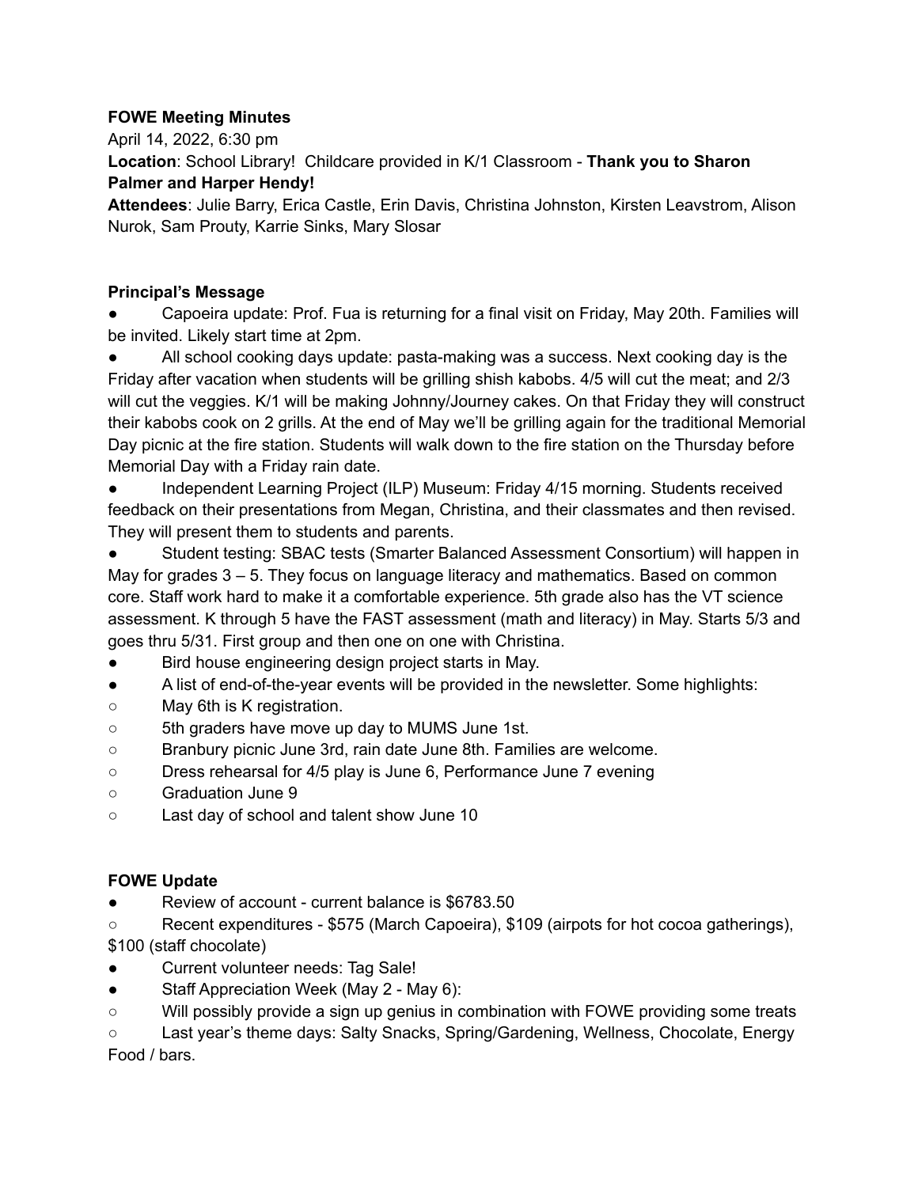**FOWE Meeting Minutes**

April 14, 2022, 6:30 pm

**Location**: School Library! Childcare provided in K/1 Classroom - **Thank you to Sharon Palmer and Harper Hendy!**

**Attendees**: Julie Barry, Erica Castle, Erin Davis, Christina Johnston, Kirsten Leavstrom, Alison Nurok, Sam Prouty, Karrie Sinks, Mary Slosar

**Principal's Message**

- Capoeira update: Prof. Fua is returning for a final visit on Friday, May 20th. Families will be invited. Likely start time at 2pm.
- All school cooking days update: pasta-making was a success. Next cooking day is the Friday after vacation when students will be grilling shish kabobs. 4/5 will cut the meat; and 2/3 will cut the veggies. K/1 will be making Johnny/Journey cakes. On that Friday they will construct their kabobs cook on 2 grills. At the end of May we'll be grilling again for the traditional Memorial Day picnic at the fire station. Students will walk down to the fire station on the Thursday before Memorial Day with a Friday rain date.
- Independent Learning Project (ILP) Museum: Friday 4/15 morning. Students received feedback on their presentations from Megan, Christina, and their classmates and then revised. They will present them to students and parents.
- Student testing: SBAC tests (Smarter Balanced Assessment Consortium) will happen in May for grades 3 – 5. They focus on language literacy and mathematics. Based on common core. Staff work hard to make it a comfortable experience. 5th grade also has the VT science assessment. K through 5 have the FAST assessment (math and literacy) in May. Starts 5/3 and goes thru 5/31. First group and then one on one with Christina.
- Bird house engineering design project starts in May.
- A list of end-of-the-year events will be provided in the newsletter. Some highlights:
  - May 6th is K registration.
  - 5th graders have move up day to MUMS June 1st.
  - Branbury picnic June 3rd, rain date June 8th. Families are welcome.
  - Dress rehearsal for 4/5 play is June 6, Performance June 7 evening
  - Graduation June 9
  - Last day of school and talent show June 10

**FOWE Update**

- Review of account - current balance is $6783.50
  - Recent expenditures - $575 (March Capoeira), $109 (airpots for hot cocoa gatherings), $100 (staff chocolate)
- Current volunteer needs: Tag Sale!
- Staff Appreciation Week (May 2 - May 6):
  - Will possibly provide a sign up genius in combination with FOWE providing some treats
  - Last year's theme days: Salty Snacks, Spring/Gardening, Wellness, Chocolate, Energy Food / bars.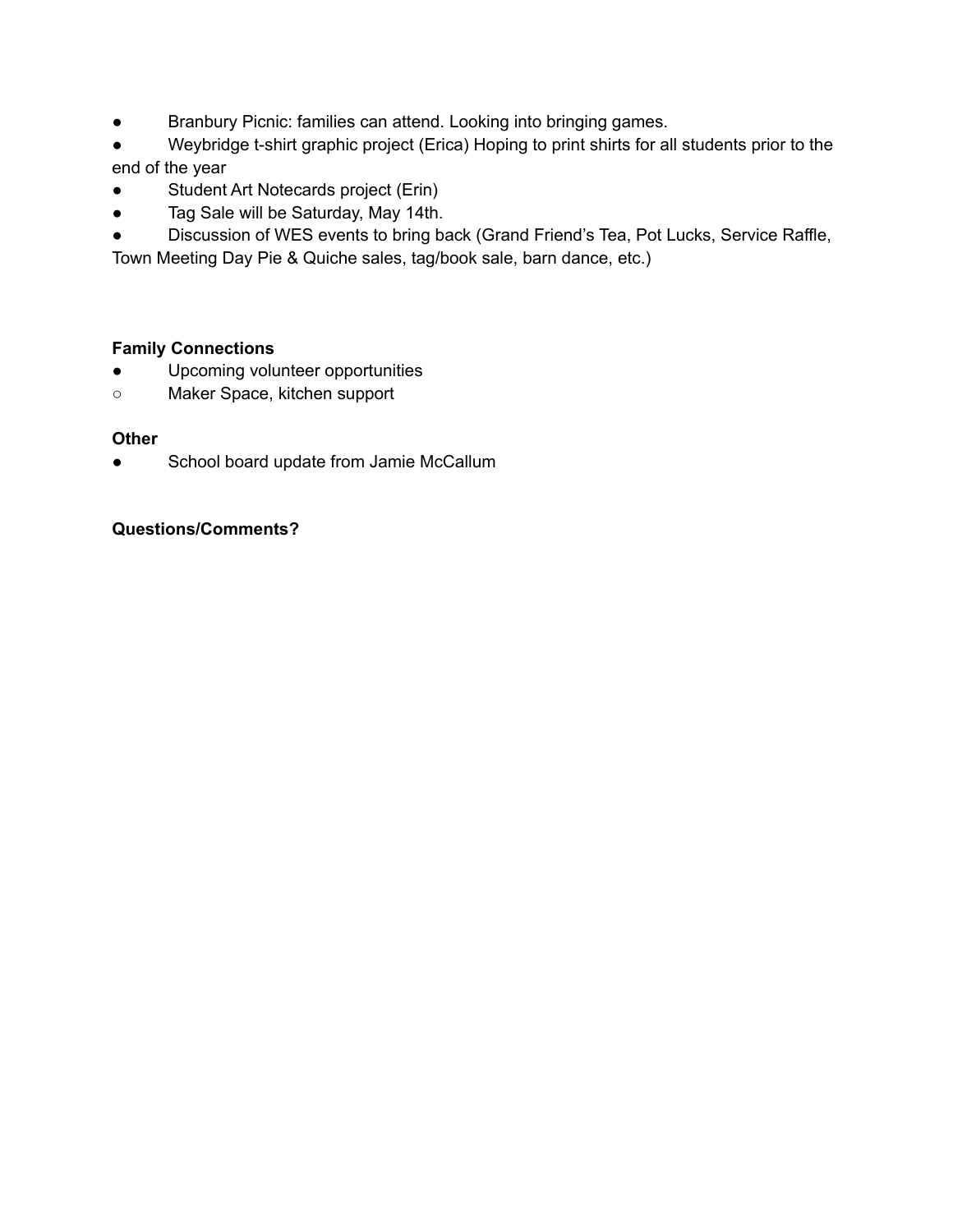- Branbury Picnic: families can attend. Looking into bringing games.
- Weybridge t-shirt graphic project (Erica) Hoping to print shirts for all students prior to the end of the year
- Student Art Notecards project (Erin)
- Tag Sale will be Saturday, May 14th.
- Discussion of WES events to bring back (Grand Friend's Tea, Pot Lucks, Service Raffle, Town Meeting Day Pie & Quiche sales, tag/book sale, barn dance, etc.)

**Family Connections**

- Upcoming volunteer opportunities
  - Maker Space, kitchen support

**Other**

- School board update from Jamie McCallum

**Questions/Comments?**